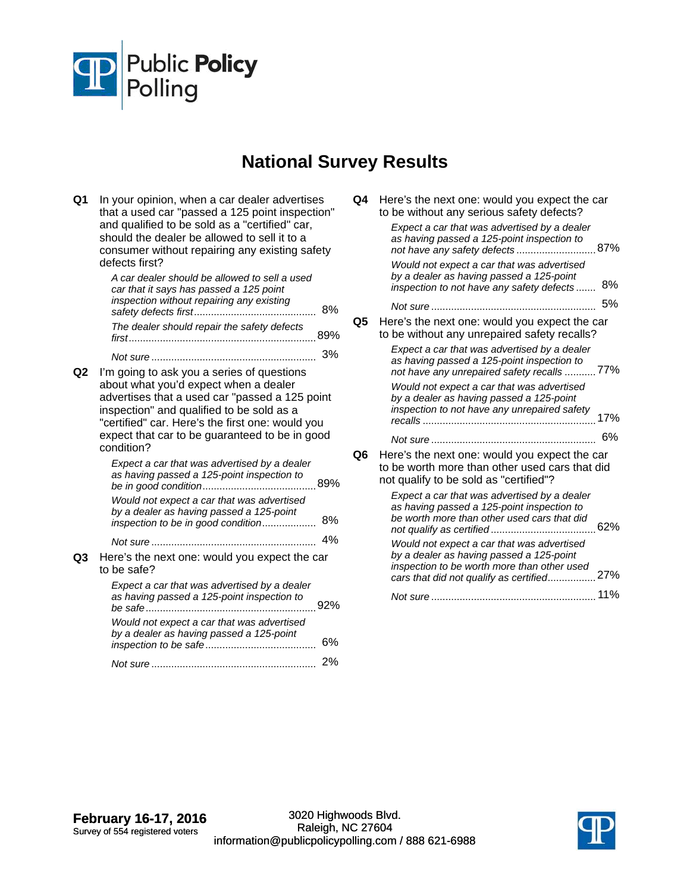Public **Policy** Polling

# National Survey Results

**Q1** In your opinion, when a car dealer advertises that a used car "passed a 125 point inspection" and qualified to be sold as a "certified" car, should the dealer be allowed to sell it to a consumer without repairing any existing safety defects first?

| | |
|---|---|
| *A car dealer should be allowed to sell a used car that it says has passed a 125 point inspection without repairing any existing safety defects first* | 8% |
| *The dealer should repair the safety defects first* | 89% |
| *Not sure* | 3% |

**Q2** I'm going to ask you a series of questions about what you'd expect when a dealer advertises that a used car "passed a 125 point inspection" and qualified to be sold as a "certified" car. Here's the first one: would you expect that car to be guaranteed to be in good condition?

| | |
|---|---|
| *Expect a car that was advertised by a dealer as having passed a 125-point inspection to be in good condition* | 89% |
| *Would not expect a car that was advertised by a dealer as having passed a 125-point inspection to be in good condition* | 8% |
| *Not sure* | 4% |

**Q3** Here's the next one: would you expect the car to be safe?

| | |
|---|---|
| *Expect a car that was advertised by a dealer as having passed a 125-point inspection to be safe* | 92% |
| *Would not expect a car that was advertised by a dealer as having passed a 125-point inspection to be safe* | 6% |
| *Not sure* | 2% |

**Q4** Here's the next one: would you expect the car to be without any serious safety defects?

| | |
|---|---|
| *Expect a car that was advertised by a dealer as having passed a 125-point inspection to not have any safety defects* | 87% |
| *Would not expect a car that was advertised by a dealer as having passed a 125-point inspection to not have any safety defects* | 8% |
| *Not sure* | 5% |

**Q5** Here's the next one: would you expect the car to be without any unrepaired safety recalls?

| | |
|---|---|
| *Expect a car that was advertised by a dealer as having passed a 125-point inspection to not have any unrepaired safety recalls* | 77% |
| *Would not expect a car that was advertised by a dealer as having passed a 125-point inspection to not have any unrepaired safety recalls* | 17% |
| *Not sure* | 6% |

**Q6** Here's the next one: would you expect the car to be worth more than other used cars that did not qualify to be sold as "certified"?

| | |
|---|---|
| *Expect a car that was advertised by a dealer as having passed a 125-point inspection to be worth more than other used cars that did not qualify as certified* | 62% |
| *Would not expect a car that was advertised by a dealer as having passed a 125-point inspection to be worth more than other used cars that did not qualify as certified* | 27% |
| *Not sure* | 11% |

**February 16-17, 2016**
Survey of 554 registered voters

3020 Highwoods Blvd.
Raleigh, NC 27604
information@publicpolicypolling.com / 888 621-6988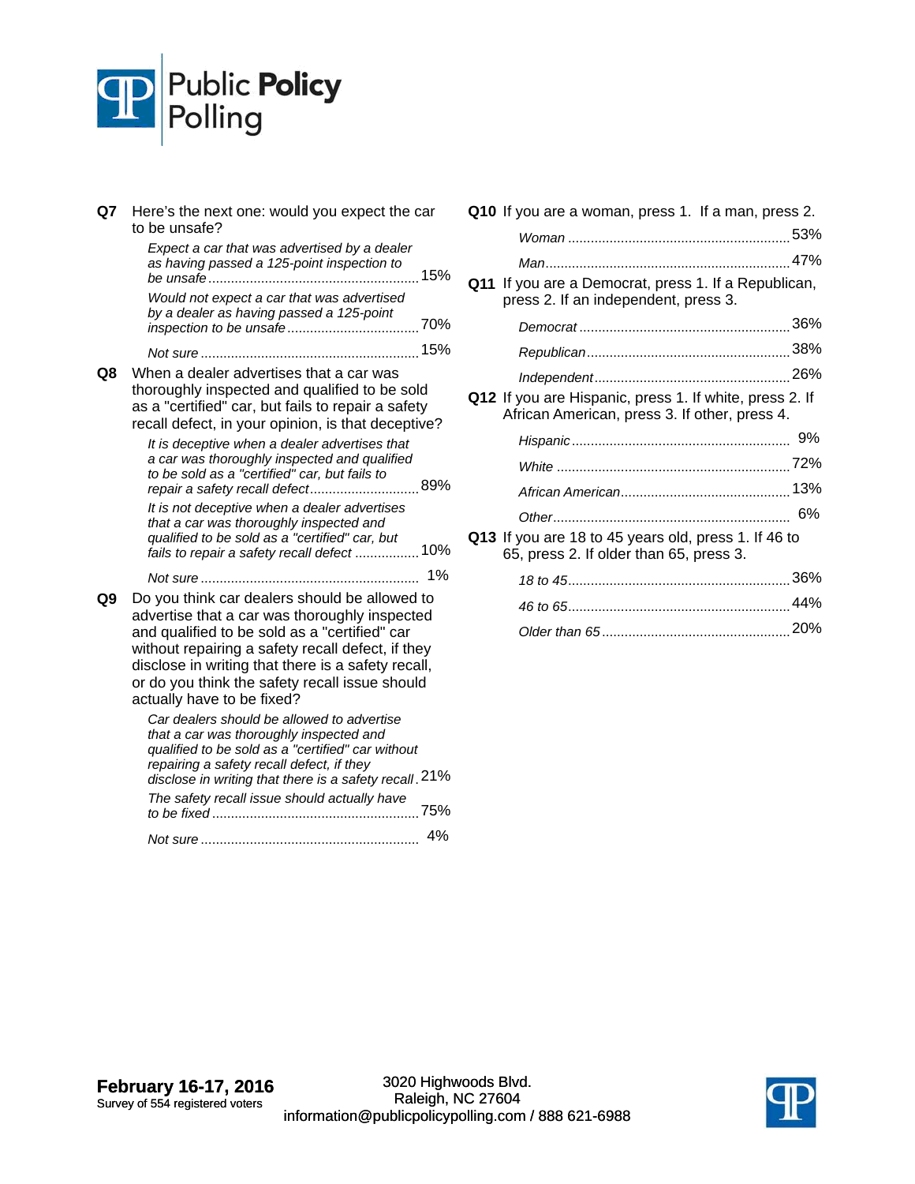**Q7** Here's the next one: would you expect the car to be unsafe?

| | |
|---|---|
| *Expect a car that was advertised by a dealer as having passed a 125-point inspection to be unsafe* | 15% |
| *Would not expect a car that was advertised by a dealer as having passed a 125-point inspection to be unsafe* | 70% |
| *Not sure* | 15% |

**Q8** When a dealer advertises that a car was thoroughly inspected and qualified to be sold as a "certified" car, but fails to repair a safety recall defect, in your opinion, is that deceptive?

| | |
|---|---|
| *It is deceptive when a dealer advertises that a car was thoroughly inspected and qualified to be sold as a "certified" car, but fails to repair a safety recall defect* | 89% |
| *It is not deceptive when a dealer advertises that a car was thoroughly inspected and qualified to be sold as a "certified" car, but fails to repair a safety recall defect* | 10% |
| *Not sure* | 1% |

**Q9** Do you think car dealers should be allowed to advertise that a car was thoroughly inspected and qualified to be sold as a "certified" car without repairing a safety recall defect, if they disclose in writing that there is a safety recall, or do you think the safety recall issue should actually have to be fixed?

| | |
|---|---|
| *Car dealers should be allowed to advertise that a car was thoroughly inspected and qualified to be sold as a "certified" car without repairing a safety recall defect, if they disclose in writing that there is a safety recall* | 21% |
| *The safety recall issue should actually have to be fixed* | 75% |
| *Not sure* | 4% |

**Q10** If you are a woman, press 1. If a man, press 2.

| | |
|---|---|
| *Woman* | 53% |
| *Man* | 47% |

**Q11** If you are a Democrat, press 1. If a Republican, press 2. If an independent, press 3.

| | |
|---|---|
| *Democrat* | 36% |
| *Republican* | 38% |
| *Independent* | 26% |

**Q12** If you are Hispanic, press 1. If white, press 2. If African American, press 3. If other, press 4.

| | |
|---|---|
| *Hispanic* | 9% |
| *White* | 72% |
| *African American* | 13% |
| *Other* | 6% |

**Q13** If you are 18 to 45 years old, press 1. If 46 to 65, press 2. If older than 65, press 3.

| | |
|---|---|
| *18 to 45* | 36% |
| *46 to 65* | 44% |
| *Older than 65* | 20% |

**February 16-17, 2016**
Survey of 554 registered voters

3020 Highwoods Blvd.
Raleigh, NC 27604
information@publicpolicypolling.com / 888 621-6988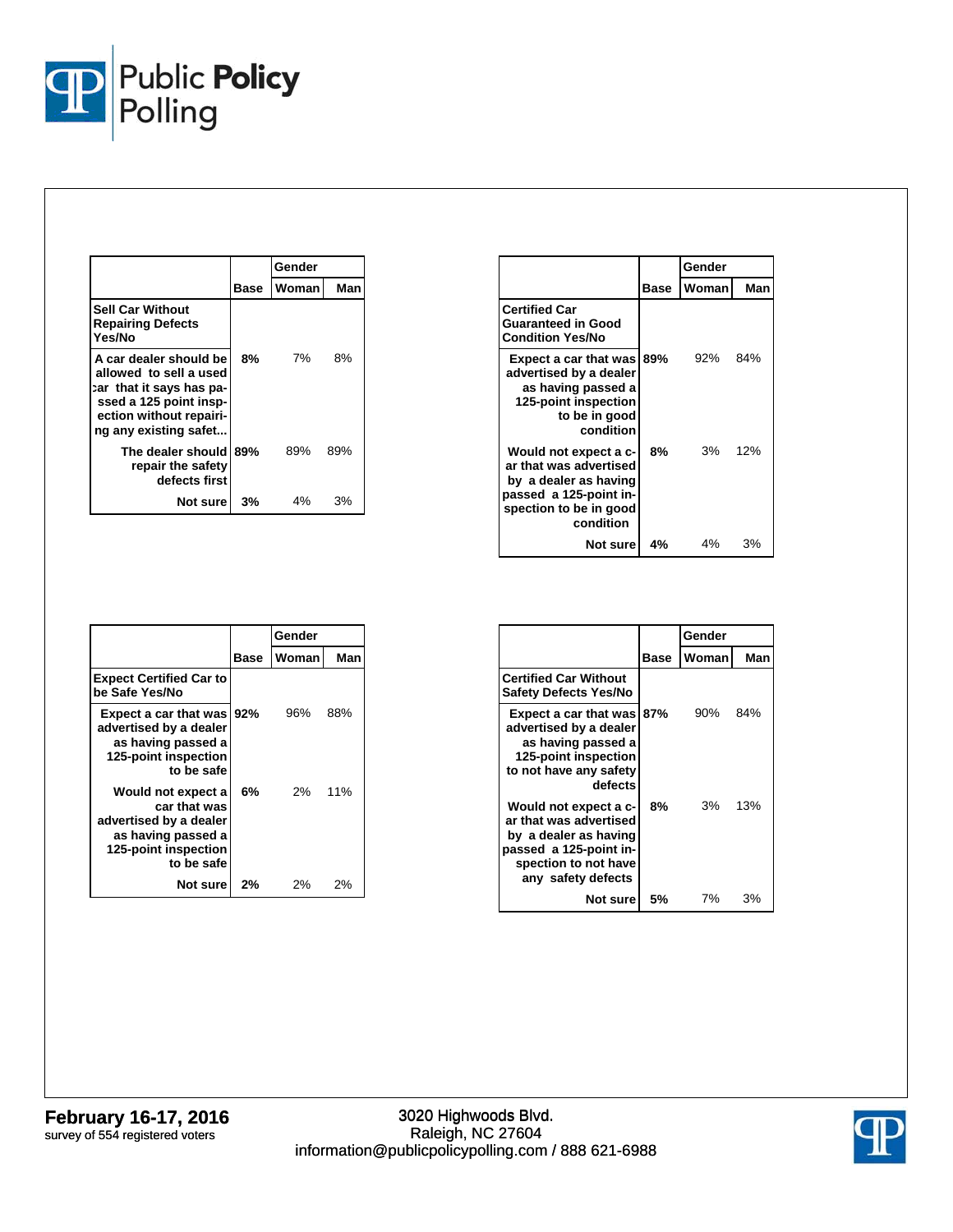| Sell Car Without Repairing Defects Yes/No | Base | Gender | |
|---|---|---|---|
| | | Woman | Man |
| A car dealer should be allowed to sell a used car that it says has passed a 125 point inspection without repairing any existing safet... | **8%** | 7% | 8% |
| The dealer should repair the safety defects first | **89%** | 89% | 89% |
| Not sure | **3%** | 4% | 3% |

| Certified Car Guaranteed in Good Condition Yes/No | Base | Gender | |
|---|---|---|---|
| | | Woman | Man |
| Expect a car that was advertised by a dealer as having passed a 125-point inspection to be in good condition | **89%** | 92% | 84% |
| Would not expect a car that was advertised by a dealer as having passed a 125-point inspection to be in good condition | **8%** | 3% | 12% |
| Not sure | **4%** | 4% | 3% |

| Expect Certified Car to be Safe Yes/No | Base | Gender | |
|---|---|---|---|
| | | Woman | Man |
| Expect a car that was advertised by a dealer as having passed a 125-point inspection to be safe | **92%** | 96% | 88% |
| Would not expect a car that was advertised by a dealer as having passed a 125-point inspection to be safe | **6%** | 2% | 11% |
| Not sure | **2%** | 2% | 2% |

| Certified Car Without Safety Defects Yes/No | Base | Gender | |
|---|---|---|---|
| | | Woman | Man |
| Expect a car that was advertised by a dealer as having passed a 125-point inspection to not have any safety defects | **87%** | 90% | 84% |
| Would not expect a car that was advertised by a dealer as having passed a 125-point inspection to not have any safety defects | **8%** | 3% | 13% |
| Not sure | **5%** | 7% | 3% |

**February 16-17, 2016**
survey of 554 registered voters

3020 Highwoods Blvd.
Raleigh, NC 27604
information@publicpolicypolling.com / 888 621-6988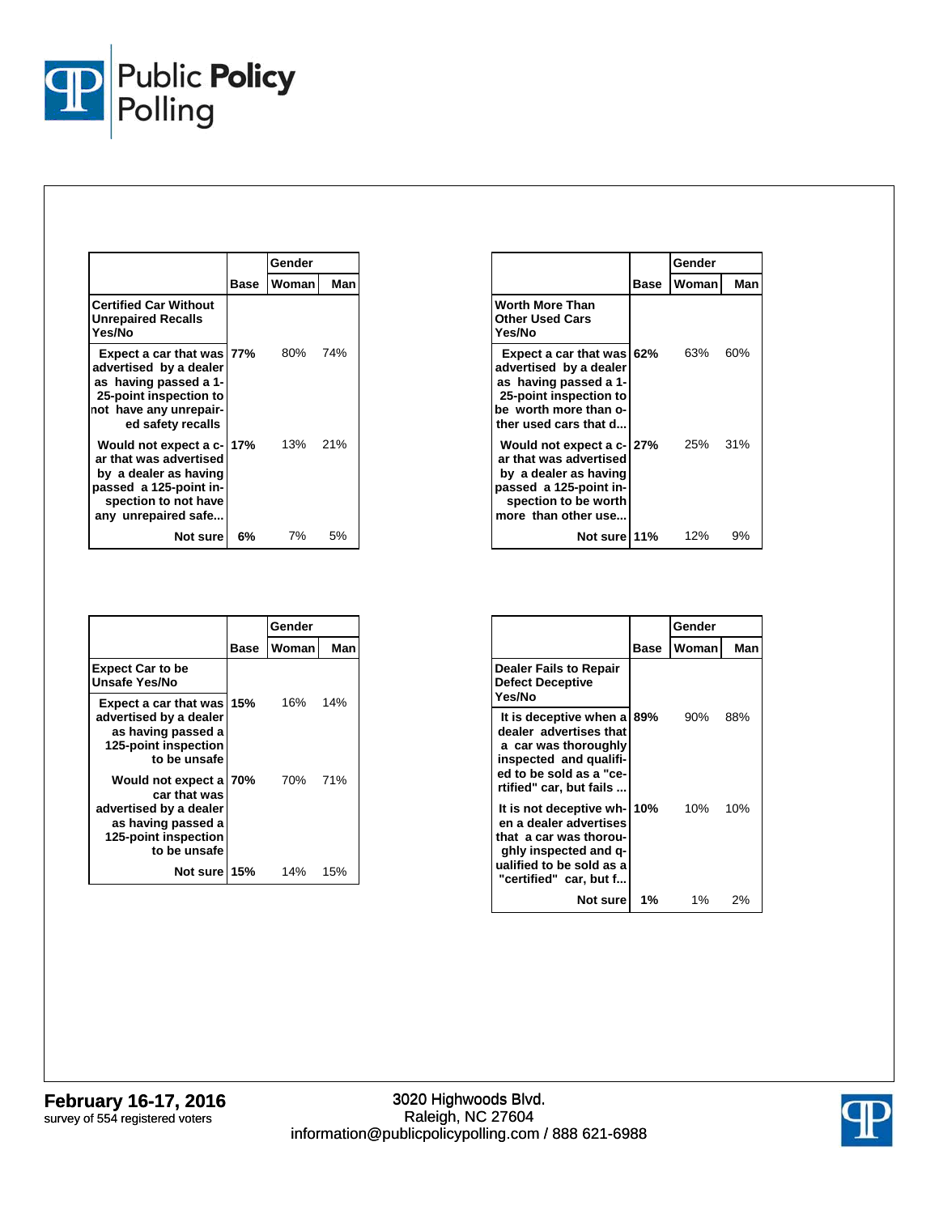| | Base | Gender | |
|---|---|---|---|
| | | Woman | Man |
| **Certified Car Without Unrepaired Recalls Yes/No** | | | |
| **Expect a car that was advertised by a dealer as having passed a 125-point inspection to not have any unrepaired safety recalls** | **77%** | 80% | 74% |
| **Would not expect a car that was advertised by a dealer as having passed a 125-point inspection to not have any unrepaired safe...** | **17%** | 13% | 21% |
| **Not sure** | **6%** | 7% | 5% |

| | Base | Gender | |
|---|---|---|---|
| | | Woman | Man |
| **Worth More Than Other Used Cars Yes/No** | | | |
| **Expect a car that was advertised by a dealer as having passed a 125-point inspection to be worth more than other used cars that d...** | **62%** | 63% | 60% |
| **Would not expect a car that was advertised by a dealer as having passed a 125-point inspection to be worth more than other use...** | **27%** | 25% | 31% |
| **Not sure** | **11%** | 12% | 9% |

| | Base | Gender | |
|---|---|---|---|
| | | Woman | Man |
| **Expect Car to be Unsafe Yes/No** | | | |
| **Expect a car that was advertised by a dealer as having passed a 125-point inspection to be unsafe** | **15%** | 16% | 14% |
| **Would not expect a car that was advertised by a dealer as having passed a 125-point inspection to be unsafe** | **70%** | 70% | 71% |
| **Not sure** | **15%** | 14% | 15% |

| | Base | Gender | |
|---|---|---|---|
| | | Woman | Man |
| **Dealer Fails to Repair Defect Deceptive Yes/No** | | | |
| **It is deceptive when a dealer advertises that a car was thoroughly inspected and qualified to be sold as a "certified" car, but fails ...** | **89%** | 90% | 88% |
| **It is not deceptive when a dealer advertises that a car was thoroughly inspected and qualified to be sold as a "certified" car, but f...** | **10%** | 10% | 10% |
| **Not sure** | **1%** | 1% | 2% |

**February 16-17, 2016**
survey of 554 registered voters

3020 Highwoods Blvd.
Raleigh, NC 27604
information@publicpolicypolling.com / 888 621-6988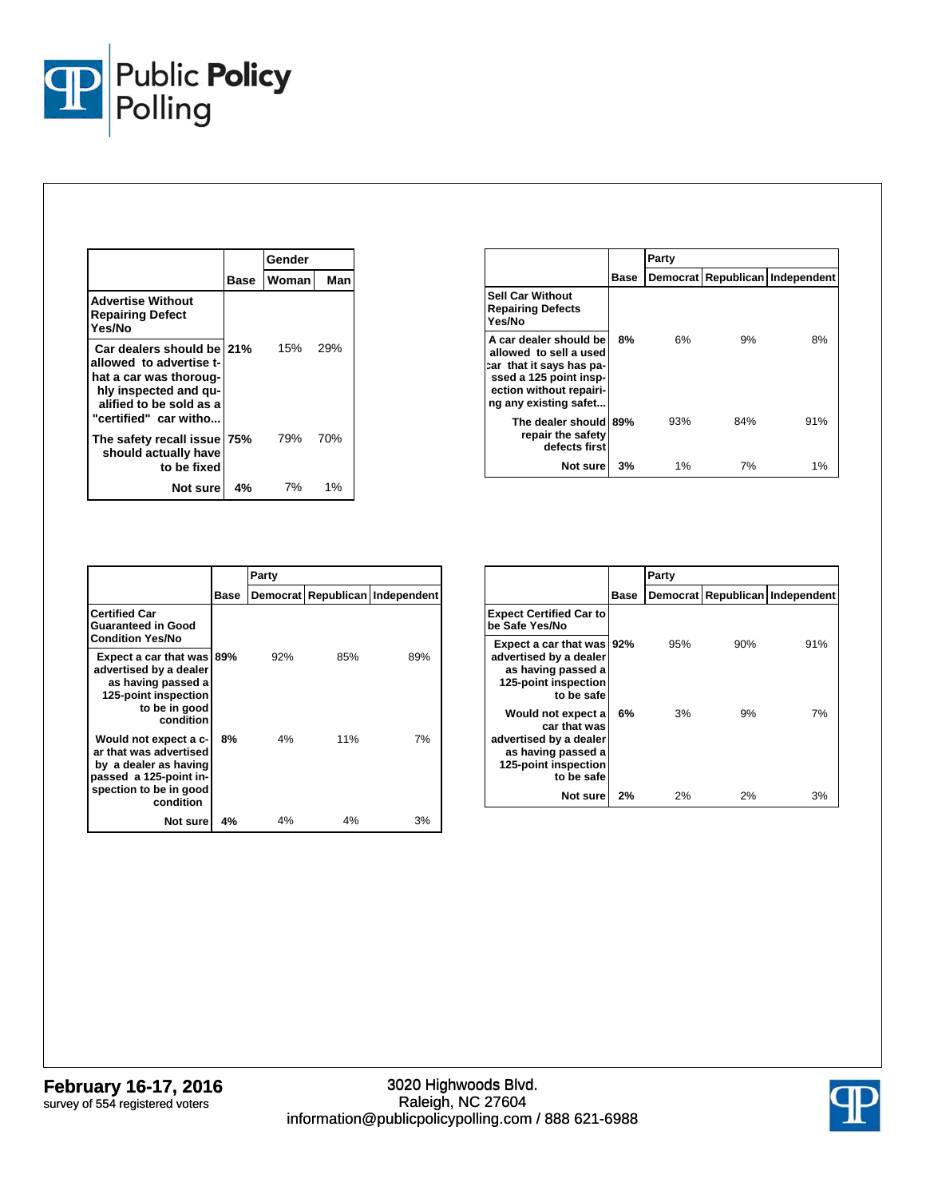| | Base | Gender | |
|---|---|---|---|
| | | Woman | Man |
| **Advertise Without Repairing Defect Yes/No** | | | |
| Car dealers should be allowed to advertise that a car was thoroughly inspected and qualified to be sold as a "certified" car witho... | 21% | 15% | 29% |
| The safety recall issue should actually have to be fixed | 75% | 79% | 70% |
| Not sure | 4% | 7% | 1% |

| | Base | Party | | |
|---|---|---|---|---|
| | | Democrat | Republican | Independent |
| **Sell Car Without Repairing Defects Yes/No** | | | | |
| A car dealer should be allowed to sell a used car that it says has passed a 125 point inspection without repairing any existing safet... | 8% | 6% | 9% | 8% |
| The dealer should repair the safety defects first | 89% | 93% | 84% | 91% |
| Not sure | 3% | 1% | 7% | 1% |

| | Base | Party | | |
|---|---|---|---|---|
| | | Democrat | Republican | Independent |
| **Certified Car Guaranteed in Good Condition Yes/No** | | | | |
| Expect a car that was advertised by a dealer as having passed a 125-point inspection to be in good condition | 89% | 92% | 85% | 89% |
| Would not expect a car that was advertised by a dealer as having passed a 125-point inspection to be in good condition | 8% | 4% | 11% | 7% |
| Not sure | 4% | 4% | 4% | 3% |

| | Base | Party | | |
|---|---|---|---|---|
| | | Democrat | Republican | Independent |
| **Expect Certified Car to be Safe Yes/No** | | | | |
| Expect a car that was advertised by a dealer as having passed a 125-point inspection to be safe | 92% | 95% | 90% | 91% |
| Would not expect a car that was advertised by a dealer as having passed a 125-point inspection to be safe | 6% | 3% | 9% | 7% |
| Not sure | 2% | 2% | 2% | 3% |

**February 16-17, 2016**
survey of 554 registered voters

3020 Highwoods Blvd.
Raleigh, NC 27604
information@publicpolicypolling.com / 888 621-6988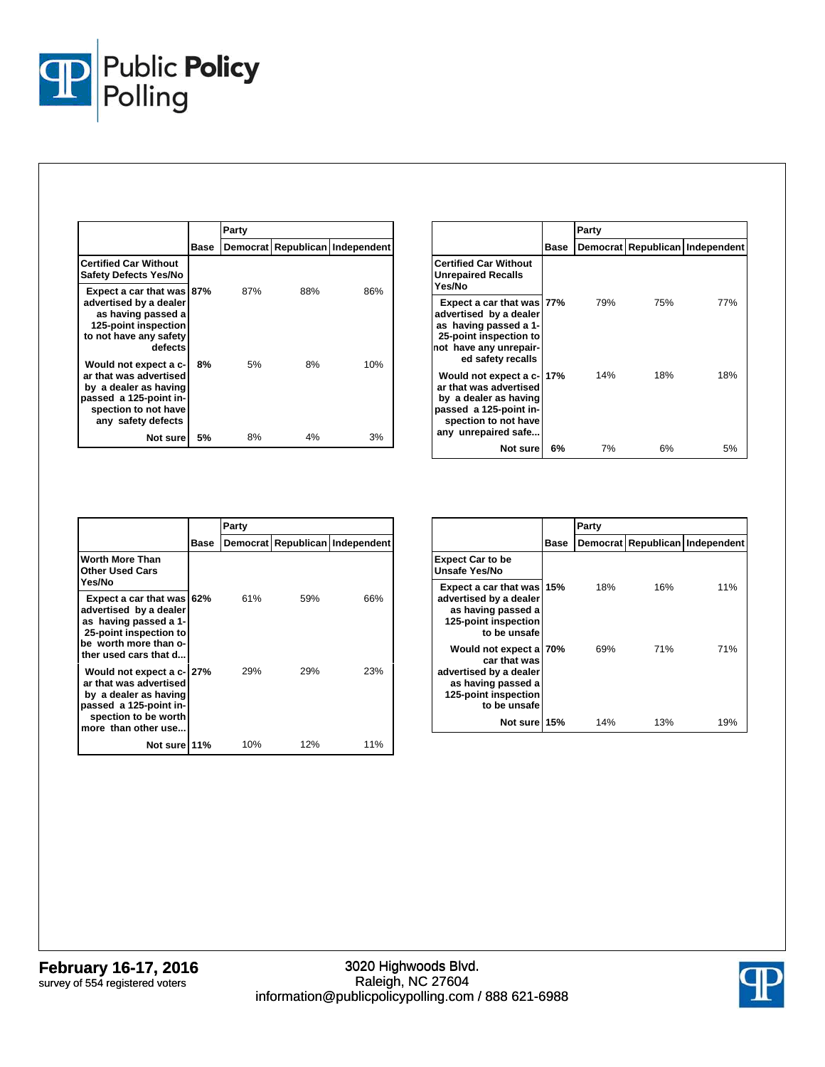| | Base | Party | | |
|---|---|---|---|---|
| | | Democrat | Republican | Independent |
| **Certified Car Without Safety Defects Yes/No** | | | | |
| **Expect a car that was advertised by a dealer as having passed a 125-point inspection to not have any safety defects** | **87%** | 87% | 88% | 86% |
| **Would not expect a car that was advertised by a dealer as having passed a 125-point inspection to not have any safety defects** | **8%** | 5% | 8% | 10% |
| **Not sure** | **5%** | 8% | 4% | 3% |

| | Base | Party | | |
|---|---|---|---|---|
| | | Democrat | Republican | Independent |
| **Certified Car Without Unrepaired Recalls Yes/No** | | | | |
| **Expect a car that was advertised by a dealer as having passed a 125-point inspection to not have any unrepaired safety recalls** | **77%** | 79% | 75% | 77% |
| **Would not expect a car that was advertised by a dealer as having passed a 125-point inspection to not have any unrepaired safe...** | **17%** | 14% | 18% | 18% |
| **Not sure** | **6%** | 7% | 6% | 5% |

| | Base | Party | | |
|---|---|---|---|---|
| | | Democrat | Republican | Independent |
| **Worth More Than Other Used Cars Yes/No** | | | | |
| **Expect a car that was advertised by a dealer as having passed a 125-point inspection to be worth more than other used cars that d...** | **62%** | 61% | 59% | 66% |
| **Would not expect a car that was advertised by a dealer as having passed a 125-point inspection to be worth more than other use...** | **27%** | 29% | 29% | 23% |
| **Not sure** | **11%** | 10% | 12% | 11% |

| | Base | Party | | |
|---|---|---|---|---|
| | | Democrat | Republican | Independent |
| **Expect Car to be Unsafe Yes/No** | | | | |
| **Expect a car that was advertised by a dealer as having passed a 125-point inspection to be unsafe** | **15%** | 18% | 16% | 11% |
| **Would not expect a car that was advertised by a dealer as having passed a 125-point inspection to be unsafe** | **70%** | 69% | 71% | 71% |
| **Not sure** | **15%** | 14% | 13% | 19% |

**February 16-17, 2016**
survey of 554 registered voters

3020 Highwoods Blvd.
Raleigh, NC 27604
information@publicpolicypolling.com / 888 621-6988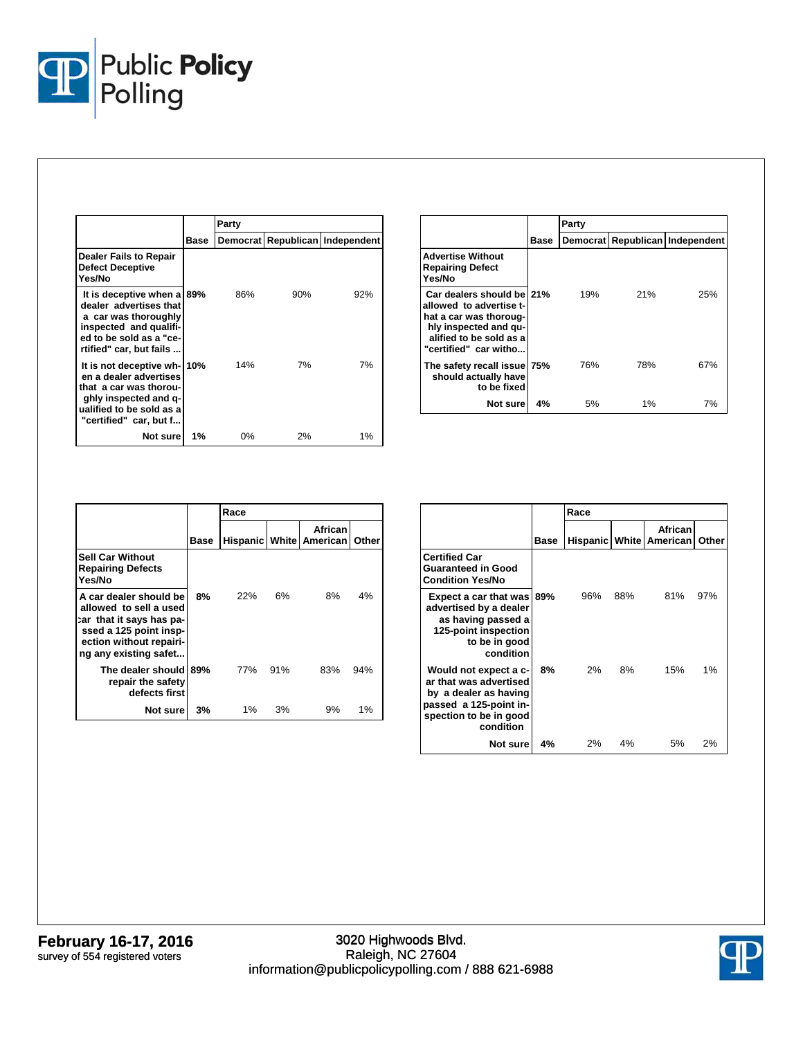| | Base | Party | | |
|---|---|---|---|---|
| | | Democrat | Republican | Independent |
| **Dealer Fails to Repair Defect Deceptive Yes/No** | | | | |
| It is deceptive when a dealer advertises that a car was thoroughly inspected and qualified to be sold as a "certified" car, but fails ... | 89% | 86% | 90% | 92% |
| It is not deceptive when a dealer advertises that a car was thoroughly inspected and qualified to be sold as a "certified" car, but f... | 10% | 14% | 7% | 7% |
| Not sure | 1% | 0% | 2% | 1% |

| | Base | Party | | |
|---|---|---|---|---|
| | | Democrat | Republican | Independent |
| **Advertise Without Repairing Defect Yes/No** | | | | |
| Car dealers should be allowed to advertise that a car was thoroughly inspected and qualified to be sold as a "certified" car witho... | 21% | 19% | 21% | 25% |
| The safety recall issue should actually have to be fixed | 75% | 76% | 78% | 67% |
| Not sure | 4% | 5% | 1% | 7% |

| | Base | Race | | | |
|---|---|---|---|---|---|
| | | Hispanic | White | African American | Other |
| **Sell Car Without Repairing Defects Yes/No** | | | | | |
| A car dealer should be allowed to sell a used car that it says has passed a 125 point inspection without repairing any existing safet... | 8% | 22% | 6% | 8% | 4% |
| The dealer should repair the safety defects first | 89% | 77% | 91% | 83% | 94% |
| Not sure | 3% | 1% | 3% | 9% | 1% |

| | Base | Race | | | |
|---|---|---|---|---|---|
| | | Hispanic | White | African American | Other |
| **Certified Car Guaranteed in Good Condition Yes/No** | | | | | |
| Expect a car that was advertised by a dealer as having passed a 125-point inspection to be in good condition | 89% | 96% | 88% | 81% | 97% |
| Would not expect a car that was advertised by a dealer as having passed a 125-point inspection to be in good condition | 8% | 2% | 8% | 15% | 1% |
| Not sure | 4% | 2% | 4% | 5% | 2% |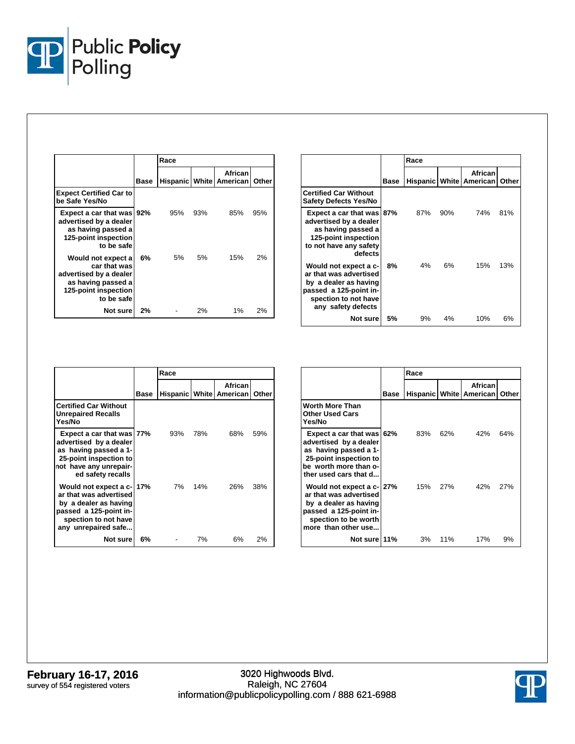| | Base | Race | | | |
|---|---|---|---|---|---|
| | | Hispanic | White | African American | Other |
| **Expect Certified Car to be Safe Yes/No** | | | | | |
| Expect a car that was advertised by a dealer as having passed a 125-point inspection to be safe | 92% | 95% | 93% | 85% | 95% |
| Would not expect a car that was advertised by a dealer as having passed a 125-point inspection to be safe | 6% | 5% | 5% | 15% | 2% |
| Not sure | 2% | - | 2% | 1% | 2% |

| | Base | Race | | | |
|---|---|---|---|---|---|
| | | Hispanic | White | African American | Other |
| **Certified Car Without Safety Defects Yes/No** | | | | | |
| Expect a car that was advertised by a dealer as having passed a 125-point inspection to not have any safety defects | 87% | 87% | 90% | 74% | 81% |
| Would not expect a car that was advertised by a dealer as having passed a 125-point inspection to not have any safety defects | 8% | 4% | 6% | 15% | 13% |
| Not sure | 5% | 9% | 4% | 10% | 6% |

| | Base | Race | | | |
|---|---|---|---|---|---|
| | | Hispanic | White | African American | Other |
| **Certified Car Without Unrepaired Recalls Yes/No** | | | | | |
| Expect a car that was advertised by a dealer as having passed a 125-point inspection to not have any unrepaired safety recalls | 77% | 93% | 78% | 68% | 59% |
| Would not expect a car that was advertised by a dealer as having passed a 125-point inspection to not have any unrepaired safe... | 17% | 7% | 14% | 26% | 38% |
| Not sure | 6% | - | 7% | 6% | 2% |

| | Base | Race | | | |
|---|---|---|---|---|---|
| | | Hispanic | White | African American | Other |
| **Worth More Than Other Used Cars Yes/No** | | | | | |
| Expect a car that was advertised by a dealer as having passed a 125-point inspection to be worth more than other used cars that d... | 62% | 83% | 62% | 42% | 64% |
| Would not expect a car that was advertised by a dealer as having passed a 125-point inspection to be worth more than other use... | 27% | 15% | 27% | 42% | 27% |
| Not sure | 11% | 3% | 11% | 17% | 9% |

**February 16-17, 2016**
survey of 554 registered voters

3020 Highwoods Blvd.
Raleigh, NC 27604
information@publicpolicypolling.com / 888 621-6988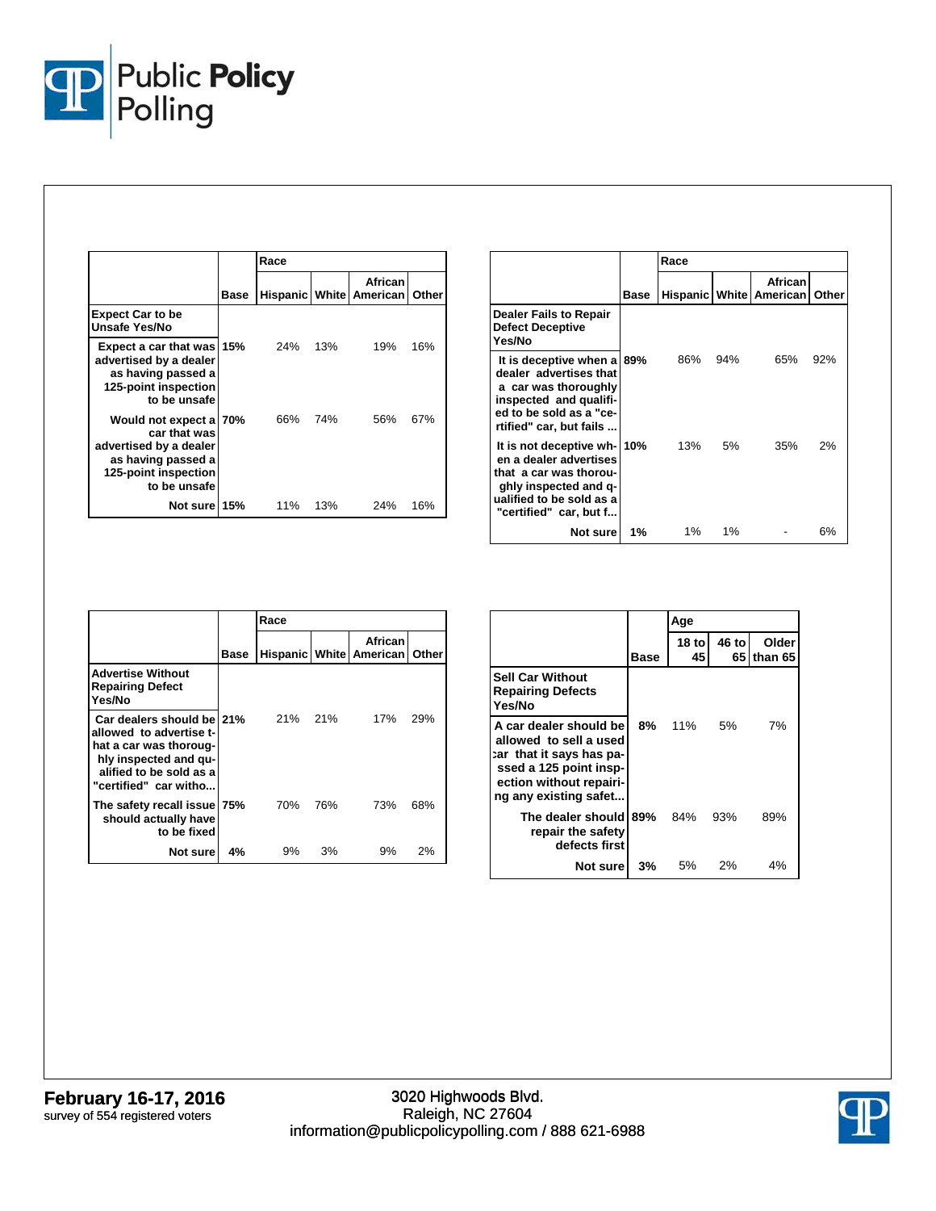| | Base | Race | | | |
|---|---|---|---|---|---|
| | | Hispanic | White | African American | Other |
| **Expect Car to be Unsafe Yes/No** | | | | | |
| Expect a car that was advertised by a dealer as having passed a 125-point inspection to be unsafe | 15% | 24% | 13% | 19% | 16% |
| Would not expect a car that was advertised by a dealer as having passed a 125-point inspection to be unsafe | 70% | 66% | 74% | 56% | 67% |
| Not sure | 15% | 11% | 13% | 24% | 16% |

| | Base | Race | | | |
|---|---|---|---|---|---|
| | | Hispanic | White | African American | Other |
| **Dealer Fails to Repair Defect Deceptive Yes/No** | | | | | |
| It is deceptive when a dealer advertises that a car was thoroughly inspected and qualified to be sold as a "certified" car, but fails ... | 89% | 86% | 94% | 65% | 92% |
| It is not deceptive when a dealer advertises that a car was thoroughly inspected and qualified to be sold as a "certified" car, but f... | 10% | 13% | 5% | 35% | 2% |
| Not sure | 1% | 1% | 1% | - | 6% |

| | Base | Race | | | |
|---|---|---|---|---|---|
| | | Hispanic | White | African American | Other |
| **Advertise Without Repairing Defect Yes/No** | | | | | |
| Car dealers should be allowed to advertise that a car was thoroughly inspected and qualified to be sold as a "certified" car witho... | 21% | 21% | 21% | 17% | 29% |
| The safety recall issue should actually have to be fixed | 75% | 70% | 76% | 73% | 68% |
| Not sure | 4% | 9% | 3% | 9% | 2% |

| | Base | Age | | |
|---|---|---|---|---|
| | | 18 to 45 | 46 to 65 | Older than 65 |
| **Sell Car Without Repairing Defects Yes/No** | | | | |
| A car dealer should be allowed to sell a used car that it says has passed a 125 point inspection without repairing any existing safet... | 8% | 11% | 5% | 7% |
| The dealer should repair the safety defects first | 89% | 84% | 93% | 89% |
| Not sure | 3% | 5% | 2% | 4% |

**February 16-17, 2016**
survey of 554 registered voters

3020 Highwoods Blvd.
Raleigh, NC 27604
information@publicpolicypolling.com / 888 621-6988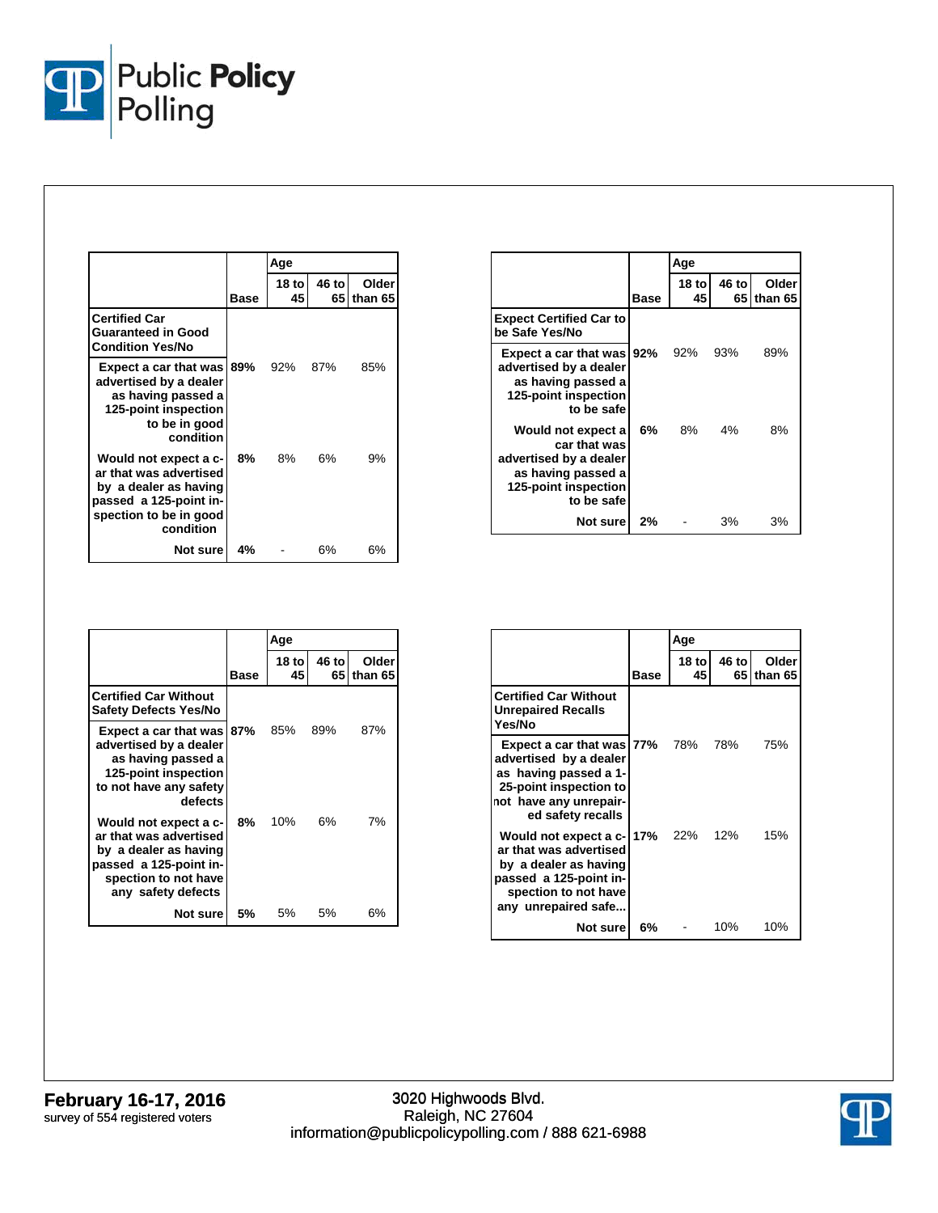| | Base | Age | | |
|---|---|---|---|---|
| | | 18 to 45 | 46 to 65 | Older than 65 |
| **Certified Car Guaranteed in Good Condition Yes/No** | | | | |
| Expect a car that was advertised by a dealer as having passed a 125-point inspection to be in good condition | 89% | 92% | 87% | 85% |
| Would not expect a car that was advertised by a dealer as having passed a 125-point inspection to be in good condition | 8% | 8% | 6% | 9% |
| Not sure | 4% | - | 6% | 6% |

| | Base | Age | | |
|---|---|---|---|---|
| | | 18 to 45 | 46 to 65 | Older than 65 |
| **Expect Certified Car to be Safe Yes/No** | | | | |
| Expect a car that was advertised by a dealer as having passed a 125-point inspection to be safe | 92% | 92% | 93% | 89% |
| Would not expect a car that was advertised by a dealer as having passed a 125-point inspection to be safe | 6% | 8% | 4% | 8% |
| Not sure | 2% | - | 3% | 3% |

| | Base | Age | | |
|---|---|---|---|---|
| | | 18 to 45 | 46 to 65 | Older than 65 |
| **Certified Car Without Safety Defects Yes/No** | | | | |
| Expect a car that was advertised by a dealer as having passed a 125-point inspection to not have any safety defects | 87% | 85% | 89% | 87% |
| Would not expect a car that was advertised by a dealer as having passed a 125-point inspection to not have any safety defects | 8% | 10% | 6% | 7% |
| Not sure | 5% | 5% | 5% | 6% |

| | Base | Age | | |
|---|---|---|---|---|
| | | 18 to 45 | 46 to 65 | Older than 65 |
| **Certified Car Without Unrepaired Recalls Yes/No** | | | | |
| Expect a car that was advertised by a dealer as having passed a 125-point inspection to not have any unrepaired safety recalls | 77% | 78% | 78% | 75% |
| Would not expect a car that was advertised by a dealer as having passed a 125-point inspection to not have any unrepaired safe... | 17% | 22% | 12% | 15% |
| Not sure | 6% | - | 10% | 10% |

**February 16-17, 2016**
survey of 554 registered voters

3020 Highwoods Blvd.
Raleigh, NC 27604
information@publicpolicypolling.com / 888 621-6988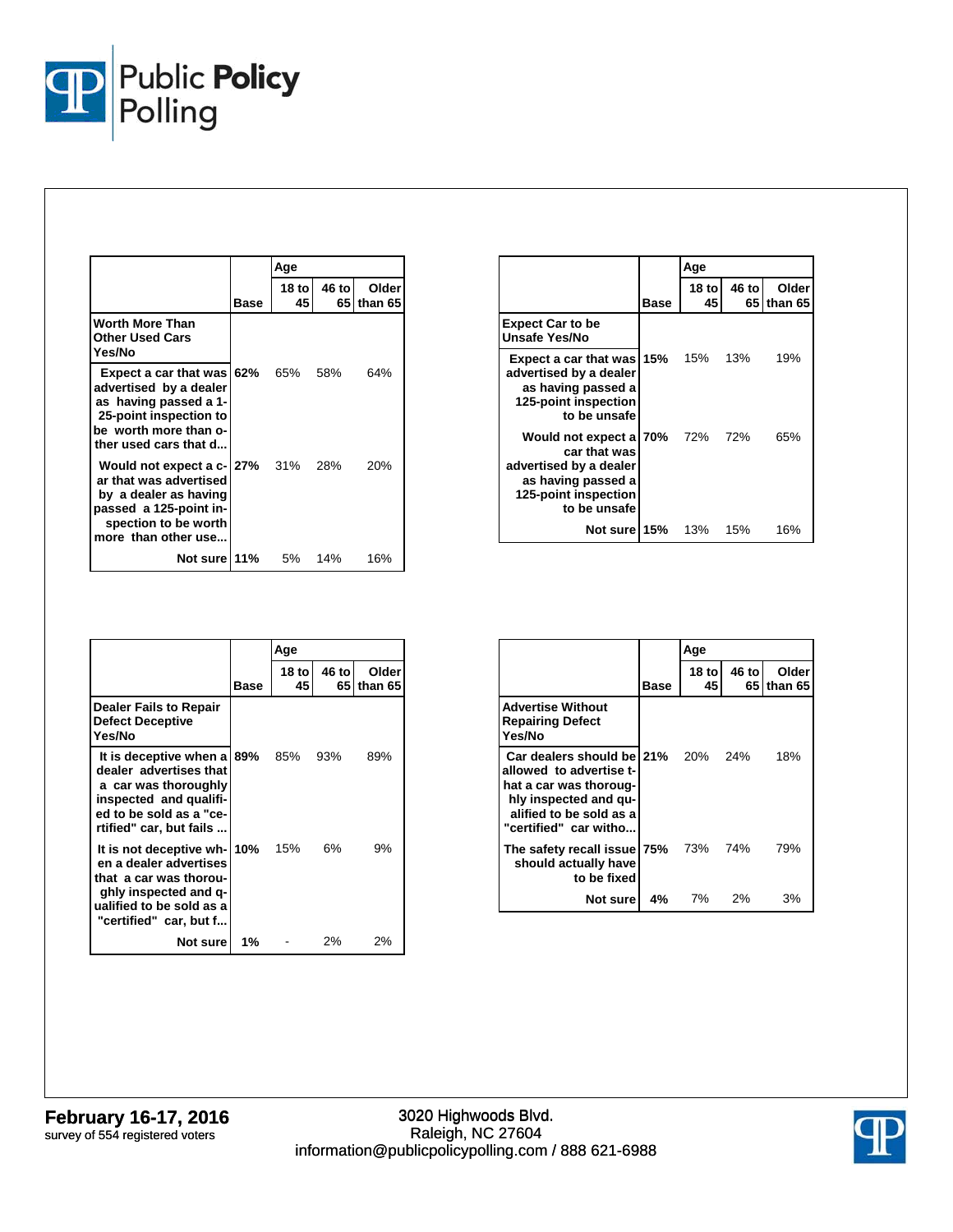| | Base | Age | | |
|---|---|---|---|---|
| | | 18 to 45 | 46 to 65 | Older than 65 |
| **Worth More Than Other Used Cars Yes/No** | | | | |
| Expect a car that was advertised by a dealer as having passed a 125-point inspection to be worth more than other used cars that d... | **62%** | 65% | 58% | 64% |
| Would not expect a car that was advertised by a dealer as having passed a 125-point inspection to be worth more than other use... | **27%** | 31% | 28% | 20% |
| Not sure | **11%** | 5% | 14% | 16% |

| | Base | Age | | |
|---|---|---|---|---|
| | | 18 to 45 | 46 to 65 | Older than 65 |
| **Expect Car to be Unsafe Yes/No** | | | | |
| Expect a car that was advertised by a dealer as having passed a 125-point inspection to be unsafe | **15%** | 15% | 13% | 19% |
| Would not expect a car that was advertised by a dealer as having passed a 125-point inspection to be unsafe | **70%** | 72% | 72% | 65% |
| Not sure | **15%** | 13% | 15% | 16% |

| | Base | Age | | |
|---|---|---|---|---|
| | | 18 to 45 | 46 to 65 | Older than 65 |
| **Dealer Fails to Repair Defect Deceptive Yes/No** | | | | |
| It is deceptive when a dealer advertises that a car was thoroughly inspected and qualified to be sold as a "certified" car, but fails ... | **89%** | 85% | 93% | 89% |
| It is not deceptive when a dealer advertises that a car was thoroughly inspected and qualified to be sold as a "certified" car, but f... | **10%** | 15% | 6% | 9% |
| Not sure | **1%** | - | 2% | 2% |

| | Base | Age | | |
|---|---|---|---|---|
| | | 18 to 45 | 46 to 65 | Older than 65 |
| **Advertise Without Repairing Defect Yes/No** | | | | |
| Car dealers should be allowed to advertise that a car was thoroughly inspected and qualified to be sold as a "certified" car witho... | **21%** | 20% | 24% | 18% |
| The safety recall issue should actually have to be fixed | **75%** | 73% | 74% | 79% |
| Not sure | **4%** | 7% | 2% | 3% |

**February 16-17, 2016**
survey of 554 registered voters

3020 Highwoods Blvd.
Raleigh, NC 27604
information@publicpolicypolling.com / 888 621-6988